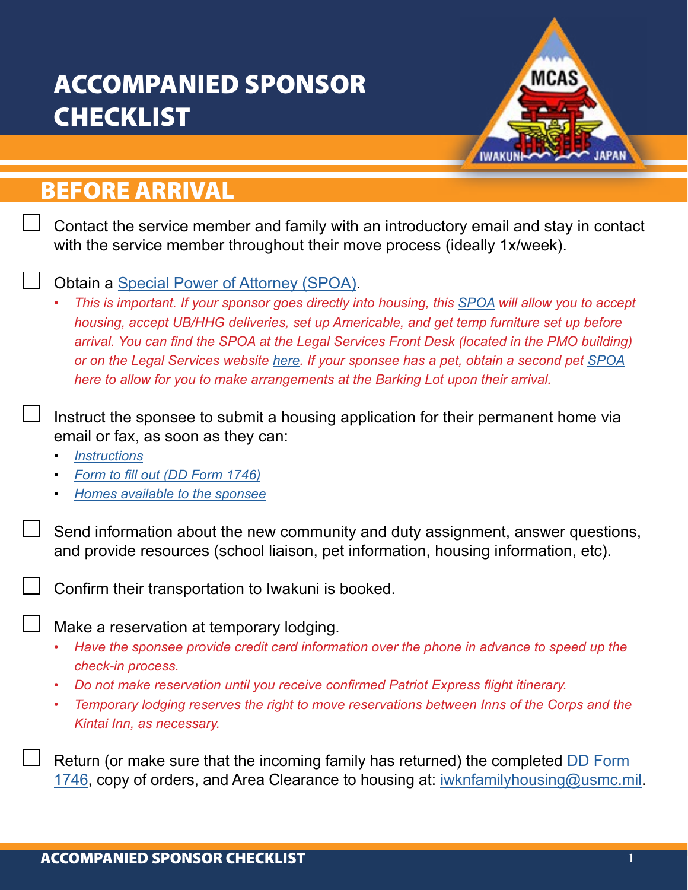# ACCOMPANIED SPONSOR CHECKLIST

## BEFORE ARRIVAL

- [ ] Contact the service member and family with an introductory email and stay in contact with the service member throughout their move process (ideally 1x/week).

- [ ] Obtain a Special Power of Attorney (SPOA).
  - *This is important. If your sponsor goes directly into housing, this SPOA will allow you to accept housing, accept UB/HHG deliveries, set up Americable, and get temp furniture set up before arrival. You can find the SPOA at the Legal Services Front Desk (located in the PMO building) or on the Legal Services website here. If your sponsee has a pet, obtain a second pet SPOA here to allow for you to make arrangements at the Barking Lot upon their arrival.*

- [ ] Instruct the sponsee to submit a housing application for their permanent home via email or fax, as soon as they can:
  - *Instructions*
  - *Form to fill out (DD Form 1746)*
  - *Homes available to the sponsee*

- [ ] Send information about the new community and duty assignment, answer questions, and provide resources (school liaison, pet information, housing information, etc).

- [ ] Confirm their transportation to Iwakuni is booked.

- [ ] Make a reservation at temporary lodging.
  - *Have the sponsee provide credit card information over the phone in advance to speed up the check-in process.*
  - *Do not make reservation until you receive confirmed Patriot Express flight itinerary.*
  - *Temporary lodging reserves the right to move reservations between Inns of the Corps and the Kintai Inn, as necessary.*

- [ ] Return (or make sure that the incoming family has returned) the completed DD Form 1746, copy of orders, and Area Clearance to housing at: iwknfamilyhousing@usmc.mil.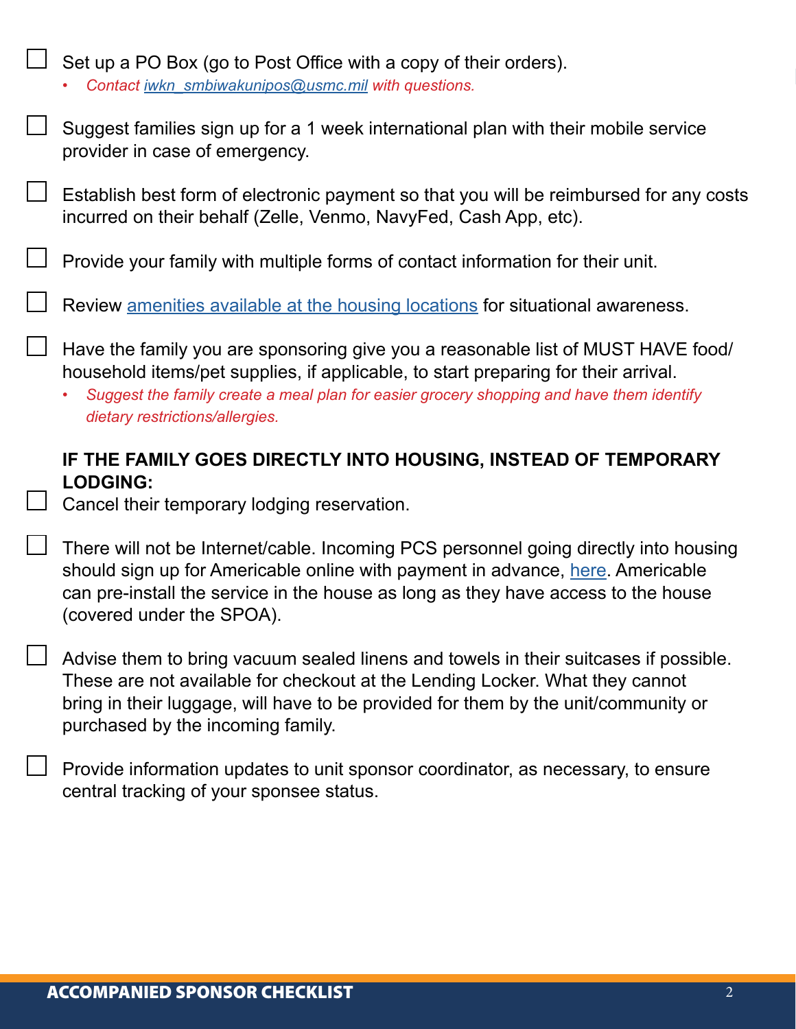- [ ] Set up a PO Box (go to Post Office with a copy of their orders).
  - *Contact iwkn_smbiwakunipos@usmc.mil with questions.*

- [ ] Suggest families sign up for a 1 week international plan with their mobile service provider in case of emergency.

- [ ] Establish best form of electronic payment so that you will be reimbursed for any costs incurred on their behalf (Zelle, Venmo, NavyFed, Cash App, etc).

- [ ] Provide your family with multiple forms of contact information for their unit.

- [ ] Review amenities available at the housing locations for situational awareness.

- [ ] Have the family you are sponsoring give you a reasonable list of MUST HAVE food/household items/pet supplies, if applicable, to start preparing for their arrival.
  - *Suggest the family create a meal plan for easier grocery shopping and have them identify dietary restrictions/allergies.*

**IF THE FAMILY GOES DIRECTLY INTO HOUSING, INSTEAD OF TEMPORARY LODGING:**

- [ ] Cancel their temporary lodging reservation.

- [ ] There will not be Internet/cable. Incoming PCS personnel going directly into housing should sign up for Americable online with payment in advance, here. Americable can pre-install the service in the house as long as they have access to the house (covered under the SPOA).

- [ ] Advise them to bring vacuum sealed linens and towels in their suitcases if possible. These are not available for checkout at the Lending Locker. What they cannot bring in their luggage, will have to be provided for them by the unit/community or purchased by the incoming family.

- [ ] Provide information updates to unit sponsor coordinator, as necessary, to ensure central tracking of your sponsee status.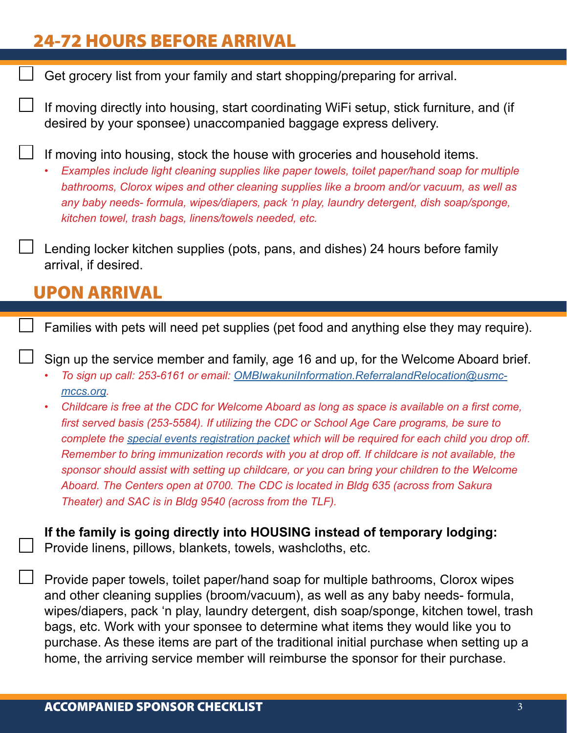## 24-72 HOURS BEFORE ARRIVAL

- [ ] Get grocery list from your family and start shopping/preparing for arrival.
- [ ] If moving directly into housing, start coordinating WiFi setup, stick furniture, and (if desired by your sponsee) unaccompanied baggage express delivery.
- [ ] If moving into housing, stock the house with groceries and household items.
  - *Examples include light cleaning supplies like paper towels, toilet paper/hand soap for multiple bathrooms, Clorox wipes and other cleaning supplies like a broom and/or vacuum, as well as any baby needs- formula, wipes/diapers, pack 'n play, laundry detergent, dish soap/sponge, kitchen towel, trash bags, linens/towels needed, etc.*
- [ ] Lending locker kitchen supplies (pots, pans, and dishes) 24 hours before family arrival, if desired.

## UPON ARRIVAL

- [ ] Families with pets will need pet supplies (pet food and anything else they may require).
- [ ] Sign up the service member and family, age 16 and up, for the Welcome Aboard brief.
  - *To sign up call: 253-6161 or email: [OMBIwakuniInformation.ReferralandRelocation@usmc-mccs.org](mailto:OMBIwakuniInformation.ReferralandRelocation@usmc-mccs.org).*
  - *Childcare is free at the CDC for Welcome Aboard as long as space is available on a first come, first served basis (253-5584). If utilizing the CDC or School Age Care programs, be sure to complete the [special events registration packet]() which will be required for each child you drop off. Remember to bring immunization records with you at drop off. If childcare is not available, the sponsor should assist with setting up childcare, or you can bring your children to the Welcome Aboard. The Centers open at 0700. The CDC is located in Bldg 635 (across from Sakura Theater) and SAC is in Bldg 9540 (across from the TLF).*

**If the family is going directly into HOUSING instead of temporary lodging:**

- [ ] Provide linens, pillows, blankets, towels, washcloths, etc.
- [ ] Provide paper towels, toilet paper/hand soap for multiple bathrooms, Clorox wipes and other cleaning supplies (broom/vacuum), as well as any baby needs- formula, wipes/diapers, pack 'n play, laundry detergent, dish soap/sponge, kitchen towel, trash bags, etc. Work with your sponsee to determine what items they would like you to purchase. As these items are part of the traditional initial purchase when setting up a home, the arriving service member will reimburse the sponsor for their purchase.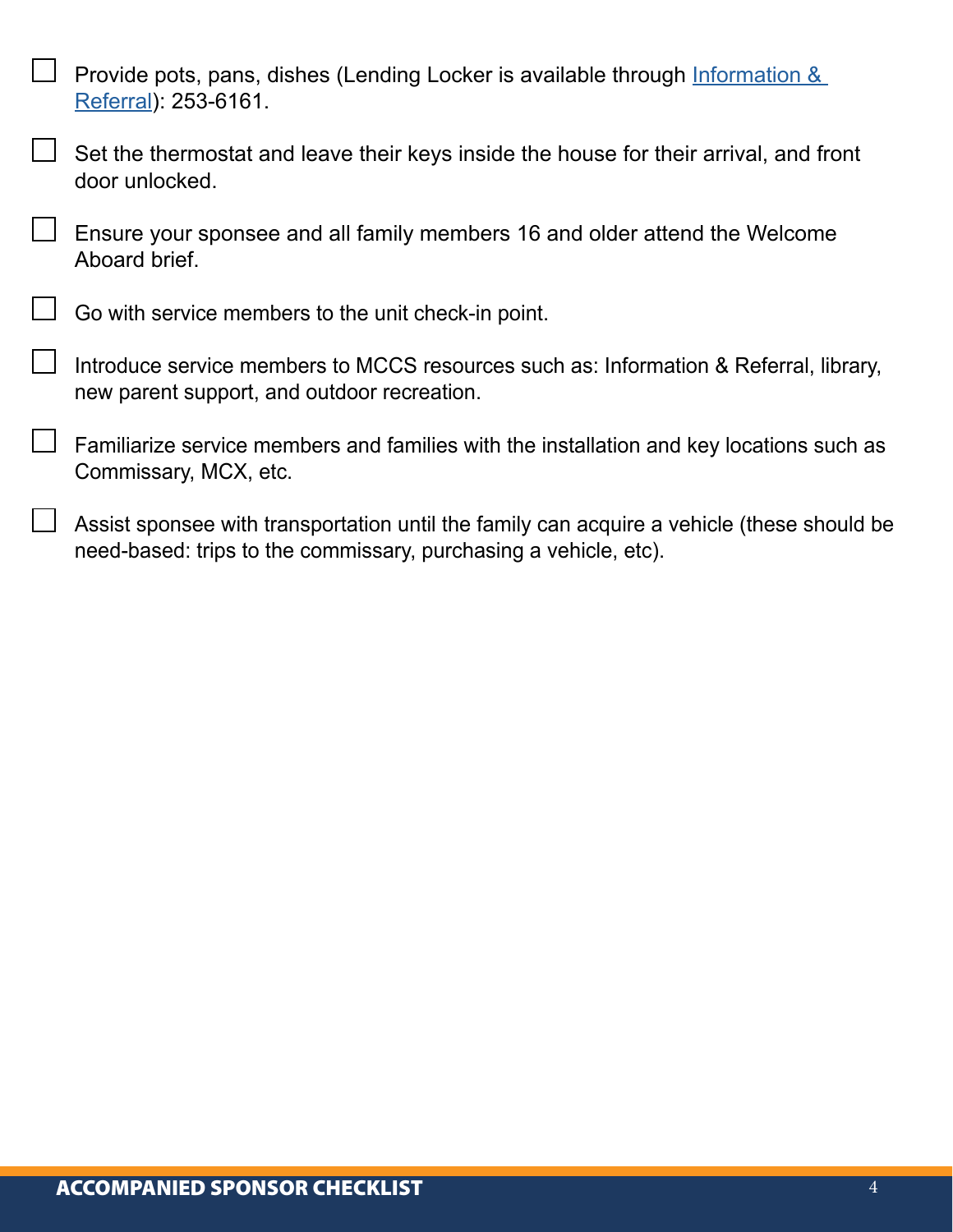- [ ] Provide pots, pans, dishes (Lending Locker is available through Information & Referral): 253-6161.
- [ ] Set the thermostat and leave their keys inside the house for their arrival, and front door unlocked.
- [ ] Ensure your sponsee and all family members 16 and older attend the Welcome Aboard brief.
- [ ] Go with service members to the unit check-in point.
- [ ] Introduce service members to MCCS resources such as: Information & Referral, library, new parent support, and outdoor recreation.
- [ ] Familiarize service members and families with the installation and key locations such as Commissary, MCX, etc.
- [ ] Assist sponsee with transportation until the family can acquire a vehicle (these should be need-based: trips to the commissary, purchasing a vehicle, etc).